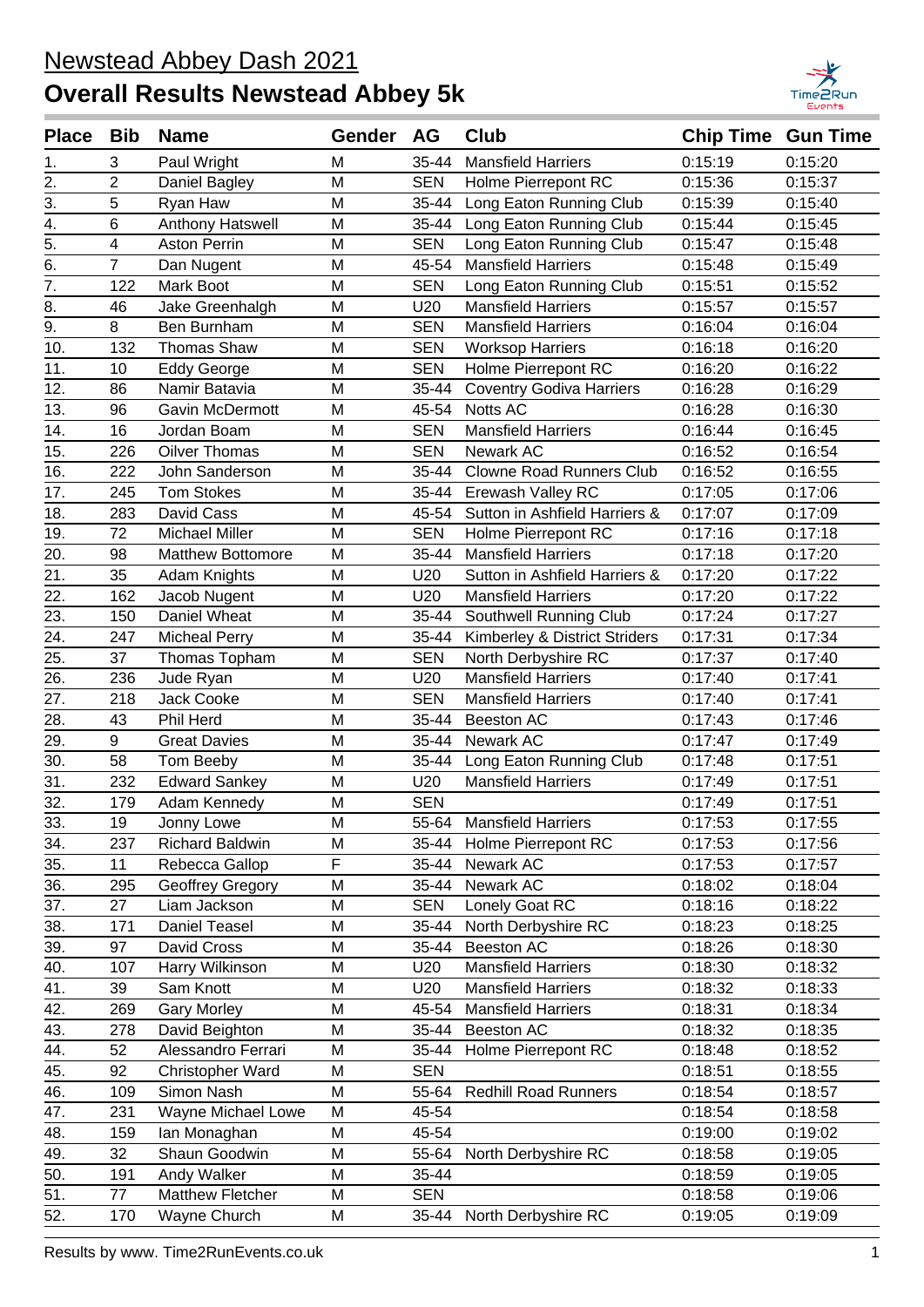# Newstead Abbey Dash 2021

## Overall Results Newstead Abbey 5k

| Place | Bib | Name | Gender | AG | Club | Chip Time | Gun Time |
|---|---|---|---|---|---|---|---|
| 1. | 3 | Paul Wright | M | 35-44 | Mansfield Harriers | 0:15:19 | 0:15:20 |
| 2. | 2 | Daniel Bagley | M | SEN | Holme Pierrepont RC | 0:15:36 | 0:15:37 |
| 3. | 5 | Ryan Haw | M | 35-44 | Long Eaton Running Club | 0:15:39 | 0:15:40 |
| 4. | 6 | Anthony Hatswell | M | 35-44 | Long Eaton Running Club | 0:15:44 | 0:15:45 |
| 5. | 4 | Aston Perrin | M | SEN | Long Eaton Running Club | 0:15:47 | 0:15:48 |
| 6. | 7 | Dan Nugent | M | 45-54 | Mansfield Harriers | 0:15:48 | 0:15:49 |
| 7. | 122 | Mark Boot | M | SEN | Long Eaton Running Club | 0:15:51 | 0:15:52 |
| 8. | 46 | Jake Greenhalgh | M | U20 | Mansfield Harriers | 0:15:57 | 0:15:57 |
| 9. | 8 | Ben Burnham | M | SEN | Mansfield Harriers | 0:16:04 | 0:16:04 |
| 10. | 132 | Thomas Shaw | M | SEN | Worksop Harriers | 0:16:18 | 0:16:20 |
| 11. | 10 | Eddy George | M | SEN | Holme Pierrepont RC | 0:16:20 | 0:16:22 |
| 12. | 86 | Namir Batavia | M | 35-44 | Coventry Godiva Harriers | 0:16:28 | 0:16:29 |
| 13. | 96 | Gavin McDermott | M | 45-54 | Notts AC | 0:16:28 | 0:16:30 |
| 14. | 16 | Jordan Boam | M | SEN | Mansfield Harriers | 0:16:44 | 0:16:45 |
| 15. | 226 | Oilver Thomas | M | SEN | Newark AC | 0:16:52 | 0:16:54 |
| 16. | 222 | John Sanderson | M | 35-44 | Clowne Road Runners Club | 0:16:52 | 0:16:55 |
| 17. | 245 | Tom Stokes | M | 35-44 | Erewash Valley RC | 0:17:05 | 0:17:06 |
| 18. | 283 | David Cass | M | 45-54 | Sutton in Ashfield Harriers & | 0:17:07 | 0:17:09 |
| 19. | 72 | Michael Miller | M | SEN | Holme Pierrepont RC | 0:17:16 | 0:17:18 |
| 20. | 98 | Matthew Bottomore | M | 35-44 | Mansfield Harriers | 0:17:18 | 0:17:20 |
| 21. | 35 | Adam Knights | M | U20 | Sutton in Ashfield Harriers & | 0:17:20 | 0:17:22 |
| 22. | 162 | Jacob Nugent | M | U20 | Mansfield Harriers | 0:17:20 | 0:17:22 |
| 23. | 150 | Daniel Wheat | M | 35-44 | Southwell Running Club | 0:17:24 | 0:17:27 |
| 24. | 247 | Micheal Perry | M | 35-44 | Kimberley & District Striders | 0:17:31 | 0:17:34 |
| 25. | 37 | Thomas Topham | M | SEN | North Derbyshire RC | 0:17:37 | 0:17:40 |
| 26. | 236 | Jude Ryan | M | U20 | Mansfield Harriers | 0:17:40 | 0:17:41 |
| 27. | 218 | Jack Cooke | M | SEN | Mansfield Harriers | 0:17:40 | 0:17:41 |
| 28. | 43 | Phil Herd | M | 35-44 | Beeston AC | 0:17:43 | 0:17:46 |
| 29. | 9 | Great Davies | M | 35-44 | Newark AC | 0:17:47 | 0:17:49 |
| 30. | 58 | Tom Beeby | M | 35-44 | Long Eaton Running Club | 0:17:48 | 0:17:51 |
| 31. | 232 | Edward Sankey | M | U20 | Mansfield Harriers | 0:17:49 | 0:17:51 |
| 32. | 179 | Adam Kennedy | M | SEN | | 0:17:49 | 0:17:51 |
| 33. | 19 | Jonny Lowe | M | 55-64 | Mansfield Harriers | 0:17:53 | 0:17:55 |
| 34. | 237 | Richard Baldwin | M | 35-44 | Holme Pierrepont RC | 0:17:53 | 0:17:56 |
| 35. | 11 | Rebecca Gallop | F | 35-44 | Newark AC | 0:17:53 | 0:17:57 |
| 36. | 295 | Geoffrey Gregory | M | 35-44 | Newark AC | 0:18:02 | 0:18:04 |
| 37. | 27 | Liam Jackson | M | SEN | Lonely Goat RC | 0:18:16 | 0:18:22 |
| 38. | 171 | Daniel Teasel | M | 35-44 | North Derbyshire RC | 0:18:23 | 0:18:25 |
| 39. | 97 | David Cross | M | 35-44 | Beeston AC | 0:18:26 | 0:18:30 |
| 40. | 107 | Harry Wilkinson | M | U20 | Mansfield Harriers | 0:18:30 | 0:18:32 |
| 41. | 39 | Sam Knott | M | U20 | Mansfield Harriers | 0:18:32 | 0:18:33 |
| 42. | 269 | Gary Morley | M | 45-54 | Mansfield Harriers | 0:18:31 | 0:18:34 |
| 43. | 278 | David Beighton | M | 35-44 | Beeston AC | 0:18:32 | 0:18:35 |
| 44. | 52 | Alessandro Ferrari | M | 35-44 | Holme Pierrepont RC | 0:18:48 | 0:18:52 |
| 45. | 92 | Christopher Ward | M | SEN | | 0:18:51 | 0:18:55 |
| 46. | 109 | Simon Nash | M | 55-64 | Redhill Road Runners | 0:18:54 | 0:18:57 |
| 47. | 231 | Wayne Michael Lowe | M | 45-54 | | 0:18:54 | 0:18:58 |
| 48. | 159 | Ian Monaghan | M | 45-54 | | 0:19:00 | 0:19:02 |
| 49. | 32 | Shaun Goodwin | M | 55-64 | North Derbyshire RC | 0:18:58 | 0:19:05 |
| 50. | 191 | Andy Walker | M | 35-44 | | 0:18:59 | 0:19:05 |
| 51. | 77 | Matthew Fletcher | M | SEN | | 0:18:58 | 0:19:06 |
| 52. | 170 | Wayne Church | M | 35-44 | North Derbyshire RC | 0:19:05 | 0:19:09 |

Results by www. Time2RunEvents.co.uk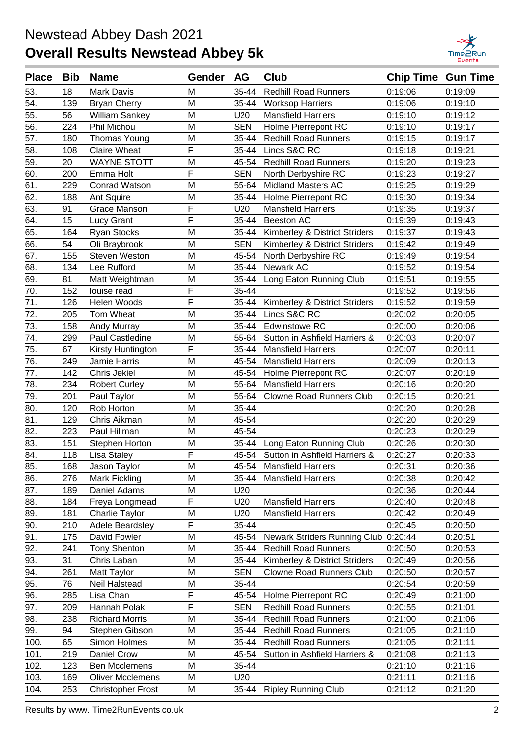## Newstead Abbey Dash 2021

# Overall Results Newstead Abbey 5k

| Place | Bib | Name | Gender | AG | Club | Chip Time | Gun Time |
|---|---|---|---|---|---|---|---|
| 53. | 18 | Mark Davis | M | 35-44 | Redhill Road Runners | 0:19:06 | 0:19:09 |
| 54. | 139 | Bryan Cherry | M | 35-44 | Worksop Harriers | 0:19:06 | 0:19:10 |
| 55. | 56 | William Sankey | M | U20 | Mansfield Harriers | 0:19:10 | 0:19:12 |
| 56. | 224 | Phil Michou | M | SEN | Holme Pierrepont RC | 0:19:10 | 0:19:17 |
| 57. | 180 | Thomas Young | M | 35-44 | Redhill Road Runners | 0:19:15 | 0:19:17 |
| 58. | 108 | Claire Wheat | F | 35-44 | Lincs S&C RC | 0:19:18 | 0:19:21 |
| 59. | 20 | WAYNE STOTT | M | 45-54 | Redhill Road Runners | 0:19:20 | 0:19:23 |
| 60. | 200 | Emma Holt | F | SEN | North Derbyshire RC | 0:19:23 | 0:19:27 |
| 61. | 229 | Conrad Watson | M | 55-64 | Midland Masters AC | 0:19:25 | 0:19:29 |
| 62. | 188 | Ant Squire | M | 35-44 | Holme Pierrepont RC | 0:19:30 | 0:19:34 |
| 63. | 91 | Grace Manson | F | U20 | Mansfield Harriers | 0:19:35 | 0:19:37 |
| 64. | 15 | Lucy Grant | F | 35-44 | Beeston AC | 0:19:39 | 0:19:43 |
| 65. | 164 | Ryan Stocks | M | 35-44 | Kimberley & District Striders | 0:19:37 | 0:19:43 |
| 66. | 54 | Oli Braybrook | M | SEN | Kimberley & District Striders | 0:19:42 | 0:19:49 |
| 67. | 155 | Steven Weston | M | 45-54 | North Derbyshire RC | 0:19:49 | 0:19:54 |
| 68. | 134 | Lee Rufford | M | 35-44 | Newark AC | 0:19:52 | 0:19:54 |
| 69. | 81 | Matt Weightman | M | 35-44 | Long Eaton Running Club | 0:19:51 | 0:19:55 |
| 70. | 152 | louise read | F | 35-44 | | 0:19:52 | 0:19:56 |
| 71. | 126 | Helen Woods | F | 35-44 | Kimberley & District Striders | 0:19:52 | 0:19:59 |
| 72. | 205 | Tom Wheat | M | 35-44 | Lincs S&C RC | 0:20:02 | 0:20:05 |
| 73. | 158 | Andy Murray | M | 35-44 | Edwinstowe RC | 0:20:00 | 0:20:06 |
| 74. | 299 | Paul Castledine | M | 55-64 | Sutton in Ashfield Harriers & | 0:20:03 | 0:20:07 |
| 75. | 67 | Kirsty Huntington | F | 35-44 | Mansfield Harriers | 0:20:07 | 0:20:11 |
| 76. | 249 | Jamie Harris | M | 45-54 | Mansfield Harriers | 0:20:09 | 0:20:13 |
| 77. | 142 | Chris Jekiel | M | 45-54 | Holme Pierrepont RC | 0:20:07 | 0:20:19 |
| 78. | 234 | Robert Curley | M | 55-64 | Mansfield Harriers | 0:20:16 | 0:20:20 |
| 79. | 201 | Paul Taylor | M | 55-64 | Clowne Road Runners Club | 0:20:15 | 0:20:21 |
| 80. | 120 | Rob Horton | M | 35-44 | | 0:20:20 | 0:20:28 |
| 81. | 129 | Chris Aikman | M | 45-54 | | 0:20:20 | 0:20:29 |
| 82. | 223 | Paul Hillman | M | 45-54 | | 0:20:23 | 0:20:29 |
| 83. | 151 | Stephen Horton | M | 35-44 | Long Eaton Running Club | 0:20:26 | 0:20:30 |
| 84. | 118 | Lisa Staley | F | 45-54 | Sutton in Ashfield Harriers & | 0:20:27 | 0:20:33 |
| 85. | 168 | Jason Taylor | M | 45-54 | Mansfield Harriers | 0:20:31 | 0:20:36 |
| 86. | 276 | Mark Fickling | M | 35-44 | Mansfield Harriers | 0:20:38 | 0:20:42 |
| 87. | 189 | Daniel Adams | M | U20 | | 0:20:36 | 0:20:44 |
| 88. | 184 | Freya Longmead | F | U20 | Mansfield Harriers | 0:20:40 | 0:20:48 |
| 89. | 181 | Charlie Taylor | M | U20 | Mansfield Harriers | 0:20:42 | 0:20:49 |
| 90. | 210 | Adele Beardsley | F | 35-44 | | 0:20:45 | 0:20:50 |
| 91. | 175 | David Fowler | M | 45-54 | Newark Striders Running Club | 0:20:44 | 0:20:51 |
| 92. | 241 | Tony Shenton | M | 35-44 | Redhill Road Runners | 0:20:50 | 0:20:53 |
| 93. | 31 | Chris Laban | M | 35-44 | Kimberley & District Striders | 0:20:49 | 0:20:56 |
| 94. | 261 | Matt Taylor | M | SEN | Clowne Road Runners Club | 0:20:50 | 0:20:57 |
| 95. | 76 | Neil Halstead | M | 35-44 | | 0:20:54 | 0:20:59 |
| 96. | 285 | Lisa Chan | F | 45-54 | Holme Pierrepont RC | 0:20:49 | 0:21:00 |
| 97. | 209 | Hannah Polak | F | SEN | Redhill Road Runners | 0:20:55 | 0:21:01 |
| 98. | 238 | Richard Morris | M | 35-44 | Redhill Road Runners | 0:21:00 | 0:21:06 |
| 99. | 94 | Stephen Gibson | M | 35-44 | Redhill Road Runners | 0:21:05 | 0:21:10 |
| 100. | 65 | Simon Holmes | M | 35-44 | Redhill Road Runners | 0:21:05 | 0:21:11 |
| 101. | 219 | Daniel Crow | M | 45-54 | Sutton in Ashfield Harriers & | 0:21:08 | 0:21:13 |
| 102. | 123 | Ben Mcclemens | M | 35-44 | | 0:21:10 | 0:21:16 |
| 103. | 169 | Oliver Mcclemens | M | U20 | | 0:21:11 | 0:21:16 |
| 104. | 253 | Christopher Frost | M | 35-44 | Ripley Running Club | 0:21:12 | 0:21:20 |

Results by www. Time2RunEvents.co.uk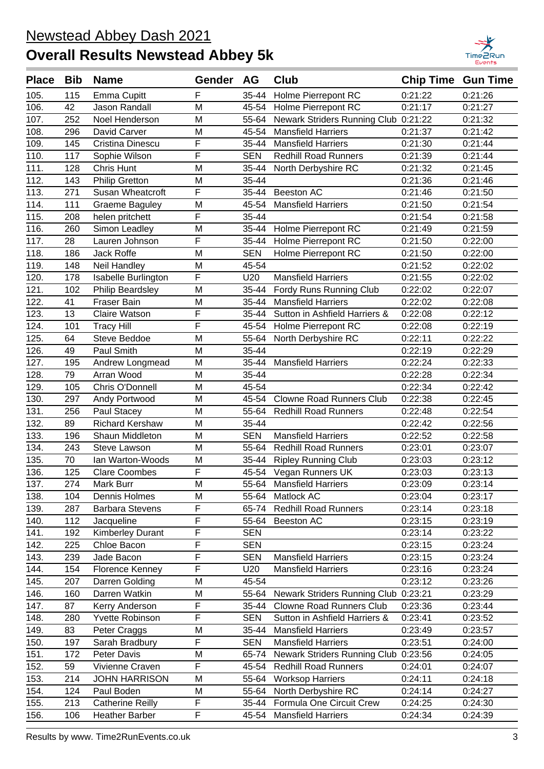# Newstead Abbey Dash 2021

## Overall Results Newstead Abbey 5k

| Place | Bib | Name | Gender | AG | Club | Chip Time | Gun Time |
|---|---|---|---|---|---|---|---|
| 105. | 115 | Emma Cupitt | F | 35-44 | Holme Pierrepont RC | 0:21:22 | 0:21:26 |
| 106. | 42 | Jason Randall | M | 45-54 | Holme Pierrepont RC | 0:21:17 | 0:21:27 |
| 107. | 252 | Noel Henderson | M | 55-64 | Newark Striders Running Club | 0:21:22 | 0:21:32 |
| 108. | 296 | David Carver | M | 45-54 | Mansfield Harriers | 0:21:37 | 0:21:42 |
| 109. | 145 | Cristina Dinescu | F | 35-44 | Mansfield Harriers | 0:21:30 | 0:21:44 |
| 110. | 117 | Sophie Wilson | F | SEN | Redhill Road Runners | 0:21:39 | 0:21:44 |
| 111. | 128 | Chris Hunt | M | 35-44 | North Derbyshire RC | 0:21:32 | 0:21:45 |
| 112. | 143 | Philip Gretton | M | 35-44 | | 0:21:36 | 0:21:46 |
| 113. | 271 | Susan Wheatcroft | F | 35-44 | Beeston AC | 0:21:46 | 0:21:50 |
| 114. | 111 | Graeme Baguley | M | 45-54 | Mansfield Harriers | 0:21:50 | 0:21:54 |
| 115. | 208 | helen pritchett | F | 35-44 | | 0:21:54 | 0:21:58 |
| 116. | 260 | Simon Leadley | M | 35-44 | Holme Pierrepont RC | 0:21:49 | 0:21:59 |
| 117. | 28 | Lauren Johnson | F | 35-44 | Holme Pierrepont RC | 0:21:50 | 0:22:00 |
| 118. | 186 | Jack Roffe | M | SEN | Holme Pierrepont RC | 0:21:50 | 0:22:00 |
| 119. | 148 | Neil Handley | M | 45-54 | | 0:21:52 | 0:22:02 |
| 120. | 178 | Isabelle Burlington | F | U20 | Mansfield Harriers | 0:21:55 | 0:22:02 |
| 121. | 102 | Philip Beardsley | M | 35-44 | Fordy Runs Running Club | 0:22:02 | 0:22:07 |
| 122. | 41 | Fraser Bain | M | 35-44 | Mansfield Harriers | 0:22:02 | 0:22:08 |
| 123. | 13 | Claire Watson | F | 35-44 | Sutton in Ashfield Harriers & | 0:22:08 | 0:22:12 |
| 124. | 101 | Tracy Hill | F | 45-54 | Holme Pierrepont RC | 0:22:08 | 0:22:19 |
| 125. | 64 | Steve Beddoe | M | 55-64 | North Derbyshire RC | 0:22:11 | 0:22:22 |
| 126. | 49 | Paul Smith | M | 35-44 | | 0:22:19 | 0:22:29 |
| 127. | 195 | Andrew Longmead | M | 35-44 | Mansfield Harriers | 0:22:24 | 0:22:33 |
| 128. | 79 | Arran Wood | M | 35-44 | | 0:22:28 | 0:22:34 |
| 129. | 105 | Chris O'Donnell | M | 45-54 | | 0:22:34 | 0:22:42 |
| 130. | 297 | Andy Portwood | M | 45-54 | Clowne Road Runners Club | 0:22:38 | 0:22:45 |
| 131. | 256 | Paul Stacey | M | 55-64 | Redhill Road Runners | 0:22:48 | 0:22:54 |
| 132. | 89 | Richard Kershaw | M | 35-44 | | 0:22:42 | 0:22:56 |
| 133. | 196 | Shaun Middleton | M | SEN | Mansfield Harriers | 0:22:52 | 0:22:58 |
| 134. | 243 | Steve Lawson | M | 55-64 | Redhill Road Runners | 0:23:01 | 0:23:07 |
| 135. | 70 | Ian Warton-Woods | M | 35-44 | Ripley Running Club | 0:23:03 | 0:23:12 |
| 136. | 125 | Clare Coombes | F | 45-54 | Vegan Runners UK | 0:23:03 | 0:23:13 |
| 137. | 274 | Mark Burr | M | 55-64 | Mansfield Harriers | 0:23:09 | 0:23:14 |
| 138. | 104 | Dennis Holmes | M | 55-64 | Matlock AC | 0:23:04 | 0:23:17 |
| 139. | 287 | Barbara Stevens | F | 65-74 | Redhill Road Runners | 0:23:14 | 0:23:18 |
| 140. | 112 | Jacqueline | F | 55-64 | Beeston AC | 0:23:15 | 0:23:19 |
| 141. | 192 | Kimberley Durant | F | SEN | | 0:23:14 | 0:23:22 |
| 142. | 225 | Chloe Bacon | F | SEN | | 0:23:15 | 0:23:24 |
| 143. | 239 | Jade Bacon | F | SEN | Mansfield Harriers | 0:23:15 | 0:23:24 |
| 144. | 154 | Florence Kenney | F | U20 | Mansfield Harriers | 0:23:16 | 0:23:24 |
| 145. | 207 | Darren Golding | M | 45-54 | | 0:23:12 | 0:23:26 |
| 146. | 160 | Darren Watkin | M | 55-64 | Newark Striders Running Club | 0:23:21 | 0:23:29 |
| 147. | 87 | Kerry Anderson | F | 35-44 | Clowne Road Runners Club | 0:23:36 | 0:23:44 |
| 148. | 280 | Yvette Robinson | F | SEN | Sutton in Ashfield Harriers & | 0:23:41 | 0:23:52 |
| 149. | 83 | Peter Craggs | M | 35-44 | Mansfield Harriers | 0:23:49 | 0:23:57 |
| 150. | 197 | Sarah Bradbury | F | SEN | Mansfield Harriers | 0:23:51 | 0:24:00 |
| 151. | 172 | Peter Davis | M | 65-74 | Newark Striders Running Club | 0:23:56 | 0:24:05 |
| 152. | 59 | Vivienne Craven | F | 45-54 | Redhill Road Runners | 0:24:01 | 0:24:07 |
| 153. | 214 | JOHN HARRISON | M | 55-64 | Worksop Harriers | 0:24:11 | 0:24:18 |
| 154. | 124 | Paul Boden | M | 55-64 | North Derbyshire RC | 0:24:14 | 0:24:27 |
| 155. | 213 | Catherine Reilly | F | 35-44 | Formula One Circuit Crew | 0:24:25 | 0:24:30 |
| 156. | 106 | Heather Barber | F | 45-54 | Mansfield Harriers | 0:24:34 | 0:24:39 |

Results by www. Time2RunEvents.co.uk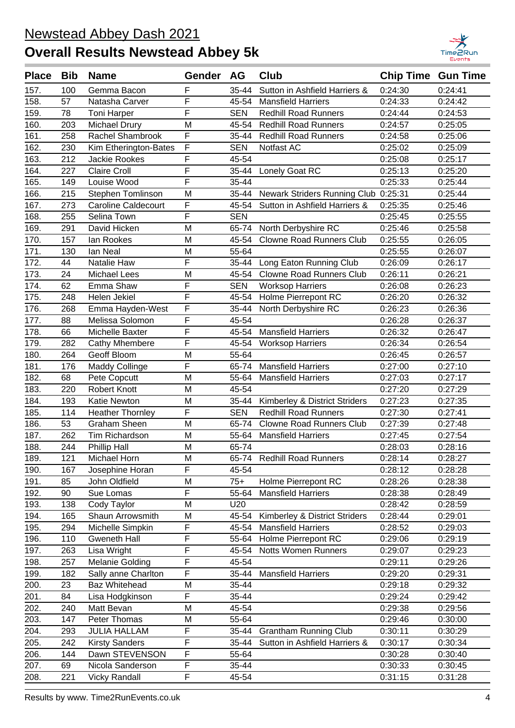# Newstead Abbey Dash 2021

## Overall Results Newstead Abbey 5k

| Place | Bib | Name | Gender | AG | Club | Chip Time | Gun Time |
|---|---|---|---|---|---|---|---|
| 157. | 100 | Gemma Bacon | F | 35-44 | Sutton in Ashfield Harriers & | 0:24:30 | 0:24:41 |
| 158. | 57 | Natasha Carver | F | 45-54 | Mansfield Harriers | 0:24:33 | 0:24:42 |
| 159. | 78 | Toni Harper | F | SEN | Redhill Road Runners | 0:24:44 | 0:24:53 |
| 160. | 203 | Michael Drury | M | 45-54 | Redhill Road Runners | 0:24:57 | 0:25:05 |
| 161. | 258 | Rachel Shambrook | F | 35-44 | Redhill Road Runners | 0:24:58 | 0:25:06 |
| 162. | 230 | Kim Etherington-Bates | F | SEN | Notfast AC | 0:25:02 | 0:25:09 |
| 163. | 212 | Jackie Rookes | F | 45-54 | | 0:25:08 | 0:25:17 |
| 164. | 227 | Claire Croll | F | 35-44 | Lonely Goat RC | 0:25:13 | 0:25:20 |
| 165. | 149 | Louise Wood | F | 35-44 | | 0:25:33 | 0:25:44 |
| 166. | 215 | Stephen Tomlinson | M | 35-44 | Newark Striders Running Club | 0:25:31 | 0:25:44 |
| 167. | 273 | Caroline Caldecourt | F | 45-54 | Sutton in Ashfield Harriers & | 0:25:35 | 0:25:46 |
| 168. | 255 | Selina Town | F | SEN | | 0:25:45 | 0:25:55 |
| 169. | 291 | David Hicken | M | 65-74 | North Derbyshire RC | 0:25:46 | 0:25:58 |
| 170. | 157 | Ian Rookes | M | 45-54 | Clowne Road Runners Club | 0:25:55 | 0:26:05 |
| 171. | 130 | Ian Neal | M | 55-64 | | 0:25:55 | 0:26:07 |
| 172. | 44 | Natalie Haw | F | 35-44 | Long Eaton Running Club | 0:26:09 | 0:26:17 |
| 173. | 24 | Michael Lees | M | 45-54 | Clowne Road Runners Club | 0:26:11 | 0:26:21 |
| 174. | 62 | Emma Shaw | F | SEN | Worksop Harriers | 0:26:08 | 0:26:23 |
| 175. | 248 | Helen Jekiel | F | 45-54 | Holme Pierrepont RC | 0:26:20 | 0:26:32 |
| 176. | 268 | Emma Hayden-West | F | 35-44 | North Derbyshire RC | 0:26:23 | 0:26:36 |
| 177. | 88 | Melissa Solomon | F | 45-54 | | 0:26:28 | 0:26:37 |
| 178. | 66 | Michelle Baxter | F | 45-54 | Mansfield Harriers | 0:26:32 | 0:26:47 |
| 179. | 282 | Cathy Mhembere | F | 45-54 | Worksop Harriers | 0:26:34 | 0:26:54 |
| 180. | 264 | Geoff Bloom | M | 55-64 | | 0:26:45 | 0:26:57 |
| 181. | 176 | Maddy Collinge | F | 65-74 | Mansfield Harriers | 0:27:00 | 0:27:10 |
| 182. | 68 | Pete Copcutt | M | 55-64 | Mansfield Harriers | 0:27:03 | 0:27:17 |
| 183. | 220 | Robert Knott | M | 45-54 | | 0:27:20 | 0:27:29 |
| 184. | 193 | Katie Newton | M | 35-44 | Kimberley & District Striders | 0:27:23 | 0:27:35 |
| 185. | 114 | Heather Thornley | F | SEN | Redhill Road Runners | 0:27:30 | 0:27:41 |
| 186. | 53 | Graham Sheen | M | 65-74 | Clowne Road Runners Club | 0:27:39 | 0:27:48 |
| 187. | 262 | Tim Richardson | M | 55-64 | Mansfield Harriers | 0:27:45 | 0:27:54 |
| 188. | 244 | Phillip Hall | M | 65-74 | | 0:28:03 | 0:28:16 |
| 189. | 121 | Michael Horn | M | 65-74 | Redhill Road Runners | 0:28:14 | 0:28:27 |
| 190. | 167 | Josephine Horan | F | 45-54 | | 0:28:12 | 0:28:28 |
| 191. | 85 | John Oldfield | M | 75+ | Holme Pierrepont RC | 0:28:26 | 0:28:38 |
| 192. | 90 | Sue Lomas | F | 55-64 | Mansfield Harriers | 0:28:38 | 0:28:49 |
| 193. | 138 | Cody Taylor | M | U20 | | 0:28:42 | 0:28:59 |
| 194. | 165 | Shaun Arrowsmith | M | 45-54 | Kimberley & District Striders | 0:28:44 | 0:29:01 |
| 195. | 294 | Michelle Simpkin | F | 45-54 | Mansfield Harriers | 0:28:52 | 0:29:03 |
| 196. | 110 | Gweneth Hall | F | 55-64 | Holme Pierrepont RC | 0:29:06 | 0:29:19 |
| 197. | 263 | Lisa Wright | F | 45-54 | Notts Women Runners | 0:29:07 | 0:29:23 |
| 198. | 257 | Melanie Golding | F | 45-54 | | 0:29:11 | 0:29:26 |
| 199. | 182 | Sally anne Charlton | F | 35-44 | Mansfield Harriers | 0:29:20 | 0:29:31 |
| 200. | 23 | Baz Whitehead | M | 35-44 | | 0:29:18 | 0:29:32 |
| 201. | 84 | Lisa Hodgkinson | F | 35-44 | | 0:29:24 | 0:29:42 |
| 202. | 240 | Matt Bevan | M | 45-54 | | 0:29:38 | 0:29:56 |
| 203. | 147 | Peter Thomas | M | 55-64 | | 0:29:46 | 0:30:00 |
| 204. | 293 | JULIA HALLAM | F | 35-44 | Grantham Running Club | 0:30:11 | 0:30:29 |
| 205. | 242 | Kirsty Sanders | F | 35-44 | Sutton in Ashfield Harriers & | 0:30:17 | 0:30:34 |
| 206. | 144 | Dawn STEVENSON | F | 55-64 | | 0:30:28 | 0:30:40 |
| 207. | 69 | Nicola Sanderson | F | 35-44 | | 0:30:33 | 0:30:45 |
| 208. | 221 | Vicky Randall | F | 45-54 | | 0:31:15 | 0:31:28 |

Results by www. Time2RunEvents.co.uk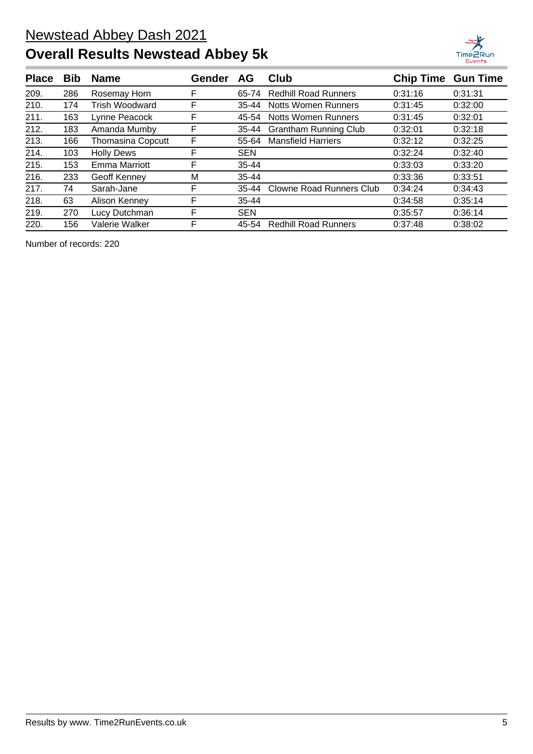# Newstead Abbey Dash 2021

## Overall Results Newstead Abbey 5k

| Place | Bib | Name | Gender | AG | Club | Chip Time | Gun Time |
|---|---|---|---|---|---|---|---|
| 209. | 286 | Rosemay Horn | F | 65-74 | Redhill Road Runners | 0:31:16 | 0:31:31 |
| 210. | 174 | Trish Woodward | F | 35-44 | Notts Women Runners | 0:31:45 | 0:32:00 |
| 211. | 163 | Lynne Peacock | F | 45-54 | Notts Women Runners | 0:31:45 | 0:32:01 |
| 212. | 183 | Amanda Mumby | F | 35-44 | Grantham Running Club | 0:32:01 | 0:32:18 |
| 213. | 166 | Thomasina Copcutt | F | 55-64 | Mansfield Harriers | 0:32:12 | 0:32:25 |
| 214. | 103 | Holly Dews | F | SEN | | 0:32:24 | 0:32:40 |
| 215. | 153 | Emma Marriott | F | 35-44 | | 0:33:03 | 0:33:20 |
| 216. | 233 | Geoff Kenney | M | 35-44 | | 0:33:36 | 0:33:51 |
| 217. | 74 | Sarah-Jane | F | 35-44 | Clowne Road Runners Club | 0:34:24 | 0:34:43 |
| 218. | 63 | Alison Kenney | F | 35-44 | | 0:34:58 | 0:35:14 |
| 219. | 270 | Lucy Dutchman | F | SEN | | 0:35:57 | 0:36:14 |
| 220. | 156 | Valerie Walker | F | 45-54 | Redhill Road Runners | 0:37:48 | 0:38:02 |

Number of records: 220

Results by www. Time2RunEvents.co.uk